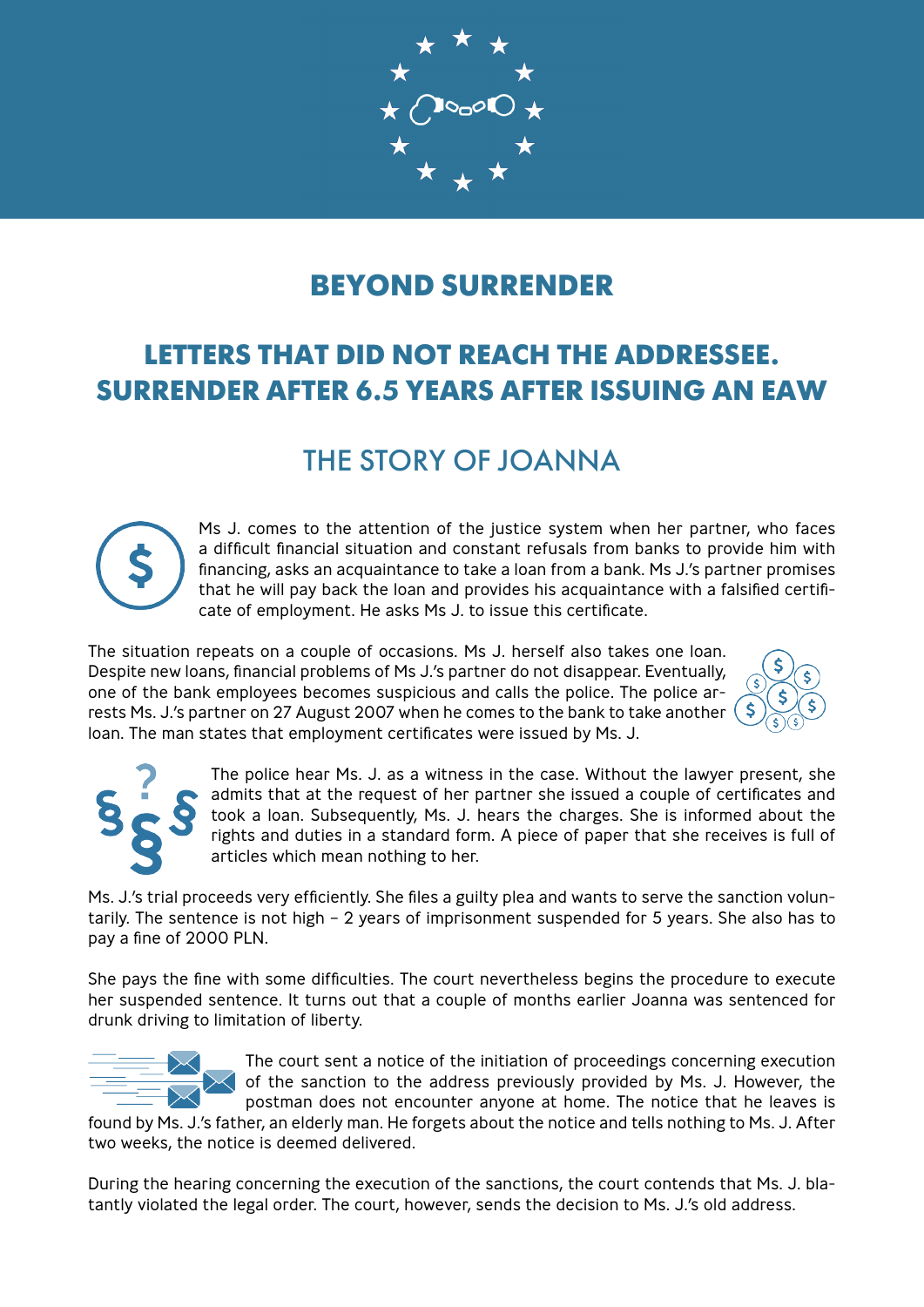# BEYOND SURRENDER

## LETTERS THAT DID NOT REACH THE ADDRESSEE. SURRENDER AFTER 6.5 YEARS AFTER ISSUING AN EAW

## THE STORY OF JOANNA

Ms J. comes to the attention of the justice system when her partner, who faces a difficult financial situation and constant refusals from banks to provide him with financing, asks an acquaintance to take a loan from a bank. Ms J.'s partner promises that he will pay back the loan and provides his acquaintance with a falsified certificate of employment. He asks Ms J. to issue this certificate.

The situation repeats on a couple of occasions. Ms J. herself also takes one loan. Despite new loans, financial problems of Ms J.'s partner do not disappear. Eventually, one of the bank employees becomes suspicious and calls the police. The police arrests Ms. J.'s partner on 27 August 2007 when he comes to the bank to take another loan. The man states that employment certificates were issued by Ms. J.

The police hear Ms. J. as a witness in the case. Without the lawyer present, she admits that at the request of her partner she issued a couple of certificates and took a loan. Subsequently, Ms. J. hears the charges. She is informed about the rights and duties in a standard form. A piece of paper that she receives is full of articles which mean nothing to her.

Ms. J.'s trial proceeds very efficiently. She files a guilty plea and wants to serve the sanction voluntarily. The sentence is not high – 2 years of imprisonment suspended for 5 years. She also has to pay a fine of 2000 PLN.

She pays the fine with some difficulties. The court nevertheless begins the procedure to execute her suspended sentence. It turns out that a couple of months earlier Joanna was sentenced for drunk driving to limitation of liberty.

The court sent a notice of the initiation of proceedings concerning execution of the sanction to the address previously provided by Ms. J. However, the postman does not encounter anyone at home. The notice that he leaves is found by Ms. J.'s father, an elderly man. He forgets about the notice and tells nothing to Ms. J. After two weeks, the notice is deemed delivered.

During the hearing concerning the execution of the sanctions, the court contends that Ms. J. blatantly violated the legal order. The court, however, sends the decision to Ms. J.'s old address.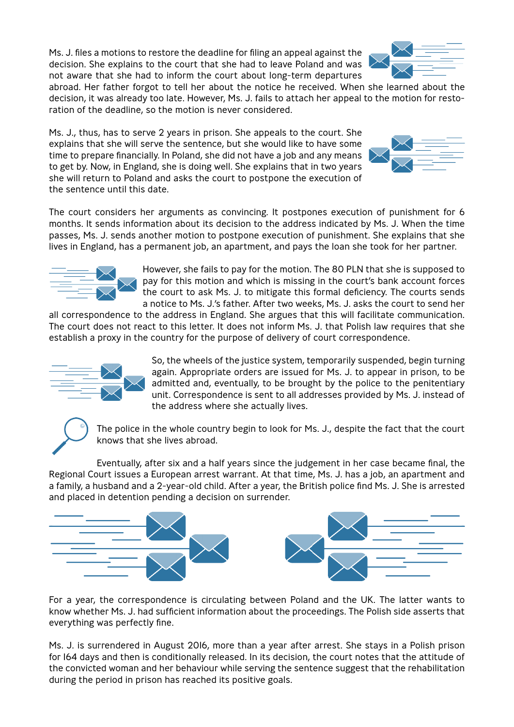Ms. J. files a motions to restore the deadline for filing an appeal against the decision. She explains to the court that she had to leave Poland and was not aware that she had to inform the court about long-term departures abroad. Her father forgot to tell her about the notice he received. When she learned about the decision, it was already too late. However, Ms. J. fails to attach her appeal to the motion for restoration of the deadline, so the motion is never considered.

Ms. J., thus, has to serve 2 years in prison. She appeals to the court. She explains that she will serve the sentence, but she would like to have some time to prepare financially. In Poland, she did not have a job and any means to get by. Now, in England, she is doing well. She explains that in two years she will return to Poland and asks the court to postpone the execution of the sentence until this date.

The court considers her arguments as convincing. It postpones execution of punishment for 6 months. It sends information about its decision to the address indicated by Ms. J. When the time passes, Ms. J. sends another motion to postpone execution of punishment. She explains that she lives in England, has a permanent job, an apartment, and pays the loan she took for her partner.

However, she fails to pay for the motion. The 80 PLN that she is supposed to pay for this motion and which is missing in the court's bank account forces the court to ask Ms. J. to mitigate this formal deficiency. The courts sends a notice to Ms. J.'s father. After two weeks, Ms. J. asks the court to send her all correspondence to the address in England. She argues that this will facilitate communication. The court does not react to this letter. It does not inform Ms. J. that Polish law requires that she establish a proxy in the country for the purpose of delivery of court correspondence.

So, the wheels of the justice system, temporarily suspended, begin turning again. Appropriate orders are issued for Ms. J. to appear in prison, to be admitted and, eventually, to be brought by the police to the penitentiary unit. Correspondence is sent to all addresses provided by Ms. J. instead of the address where she actually lives.

The police in the whole country begin to look for Ms. J., despite the fact that the court knows that she lives abroad.

Eventually, after six and a half years since the judgement in her case became final, the Regional Court issues a European arrest warrant. At that time, Ms. J. has a job, an apartment and a family, a husband and a 2-year-old child. After a year, the British police find Ms. J. She is arrested and placed in detention pending a decision on surrender.

For a year, the correspondence is circulating between Poland and the UK. The latter wants to know whether Ms. J. had sufficient information about the proceedings. The Polish side asserts that everything was perfectly fine.

Ms. J. is surrendered in August 2016, more than a year after arrest. She stays in a Polish prison for 164 days and then is conditionally released. In its decision, the court notes that the attitude of the convicted woman and her behaviour while serving the sentence suggest that the rehabilitation during the period in prison has reached its positive goals.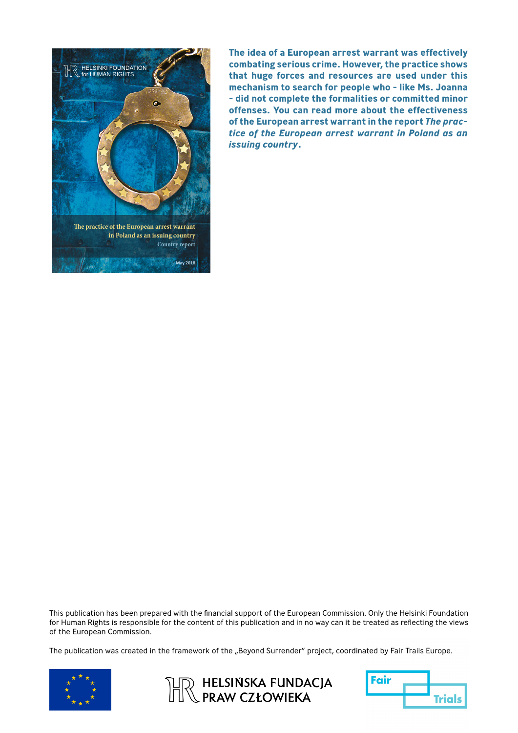**The idea of a European arrest warrant was effectively combating serious crime. However, the practice shows that huge forces and resources are used under this mechanism to search for people who - like Ms. Joanna - did not complete the formalities or committed minor offenses. You can read more about the effectiveness of the European arrest warrant in the report *The practice of the European arrest warrant in Poland as an issuing country*.**

This publication has been prepared with the financial support of the European Commission. Only the Helsinki Foundation for Human Rights is responsible for the content of this publication and in no way can it be treated as reflecting the views of the European Commission.

The publication was created in the framework of the „Beyond Surrender" project, coordinated by Fair Trails Europe.

HELSIŃSKA FUNDACJA PRAW CZŁOWIEKA

Fair Trials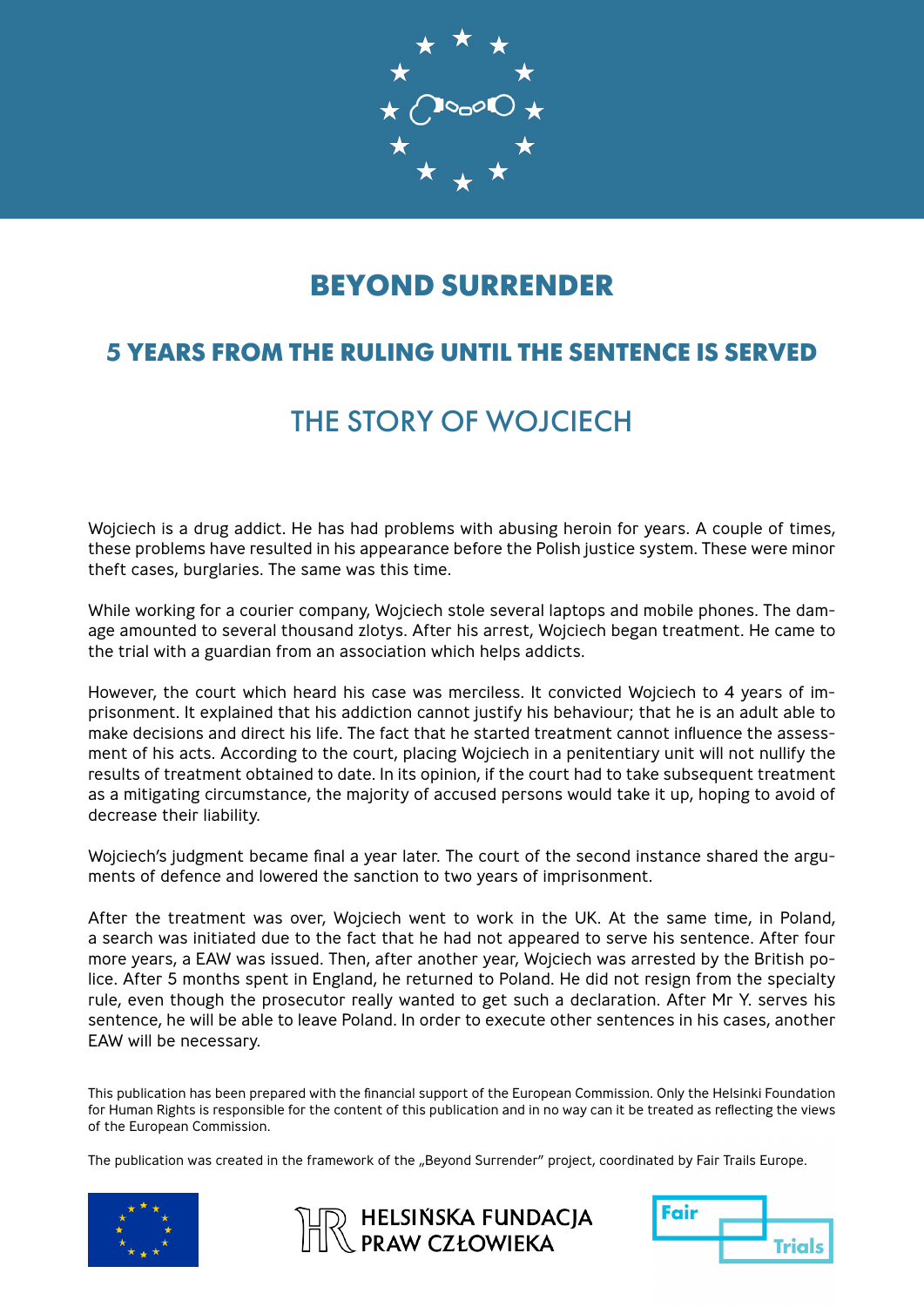# BEYOND SURRENDER

## 5 YEARS FROM THE RULING UNTIL THE SENTENCE IS SERVED

## THE STORY OF WOJCIECH

Wojciech is a drug addict. He has had problems with abusing heroin for years. A couple of times, these problems have resulted in his appearance before the Polish justice system. These were minor theft cases, burglaries. The same was this time.

While working for a courier company, Wojciech stole several laptops and mobile phones. The damage amounted to several thousand zlotys. After his arrest, Wojciech began treatment. He came to the trial with a guardian from an association which helps addicts.

However, the court which heard his case was merciless. It convicted Wojciech to 4 years of imprisonment. It explained that his addiction cannot justify his behaviour; that he is an adult able to make decisions and direct his life. The fact that he started treatment cannot influence the assessment of his acts. According to the court, placing Wojciech in a penitentiary unit will not nullify the results of treatment obtained to date. In its opinion, if the court had to take subsequent treatment as a mitigating circumstance, the majority of accused persons would take it up, hoping to avoid of decrease their liability.

Wojciech's judgment became final a year later. The court of the second instance shared the arguments of defence and lowered the sanction to two years of imprisonment.

After the treatment was over, Wojciech went to work in the UK. At the same time, in Poland, a search was initiated due to the fact that he had not appeared to serve his sentence. After four more years, a EAW was issued. Then, after another year, Wojciech was arrested by the British police. After 5 months spent in England, he returned to Poland. He did not resign from the specialty rule, even though the prosecutor really wanted to get such a declaration. After Mr Y. serves his sentence, he will be able to leave Poland. In order to execute other sentences in his cases, another EAW will be necessary.

This publication has been prepared with the financial support of the European Commission. Only the Helsinki Foundation for Human Rights is responsible for the content of this publication and in no way can it be treated as reflecting the views of the European Commission.

The publication was created in the framework of the „Beyond Surrender" project, coordinated by Fair Trails Europe.

HELSIŃSKA FUNDACJA PRAW CZŁOWIEKA

Fair Trials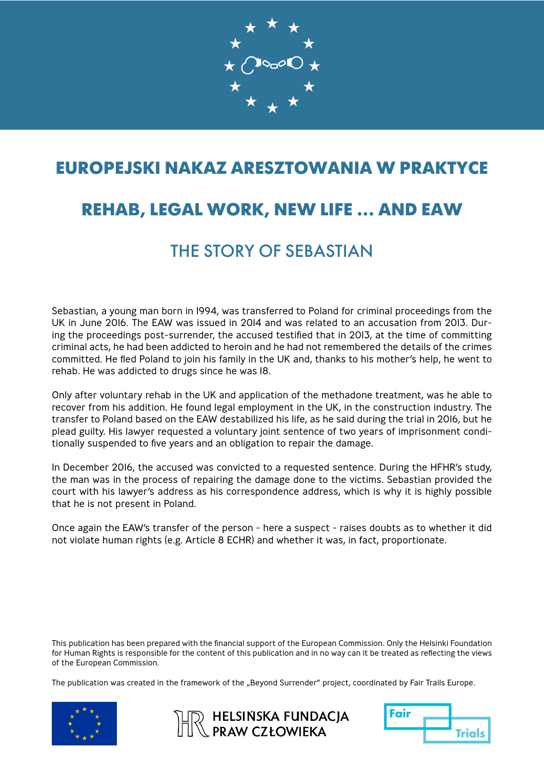# EUROPEJSKI NAKAZ ARESZTOWANIA W PRAKTYCE

## REHAB, LEGAL WORK, NEW LIFE ... AND EAW

### THE STORY OF SEBASTIAN

Sebastian, a young man born in 1994, was transferred to Poland for criminal proceedings from the UK in June 2016. The EAW was issued in 2014 and was related to an accusation from 2013. During the proceedings post-surrender, the accused testified that in 2013, at the time of committing criminal acts, he had been addicted to heroin and he had not remembered the details of the crimes committed. He fled Poland to join his family in the UK and, thanks to his mother's help, he went to rehab. He was addicted to drugs since he was 18.

Only after voluntary rehab in the UK and application of the methadone treatment, was he able to recover from his addition. He found legal employment in the UK, in the construction industry. The transfer to Poland based on the EAW destabilized his life, as he said during the trial in 2016, but he plead guilty. His lawyer requested a voluntary joint sentence of two years of imprisonment conditionally suspended to five years and an obligation to repair the damage.

In December 2016, the accused was convicted to a requested sentence. During the HFHR's study, the man was in the process of repairing the damage done to the victims. Sebastian provided the court with his lawyer's address as his correspondence address, which is why it is highly possible that he is not present in Poland.

Once again the EAW's transfer of the person - here a suspect - raises doubts as to whether it did not violate human rights (e.g. Article 8 ECHR) and whether it was, in fact, proportionate.

This publication has been prepared with the financial support of the European Commission. Only the Helsinki Foundation for Human Rights is responsible for the content of this publication and in no way can it be treated as reflecting the views of the European Commission.

The publication was created in the framework of the „Beyond Surrender" project, coordinated by Fair Trails Europe.

HELSIŃSKA FUNDACJA PRAW CZŁOWIEKA

Fair Trials